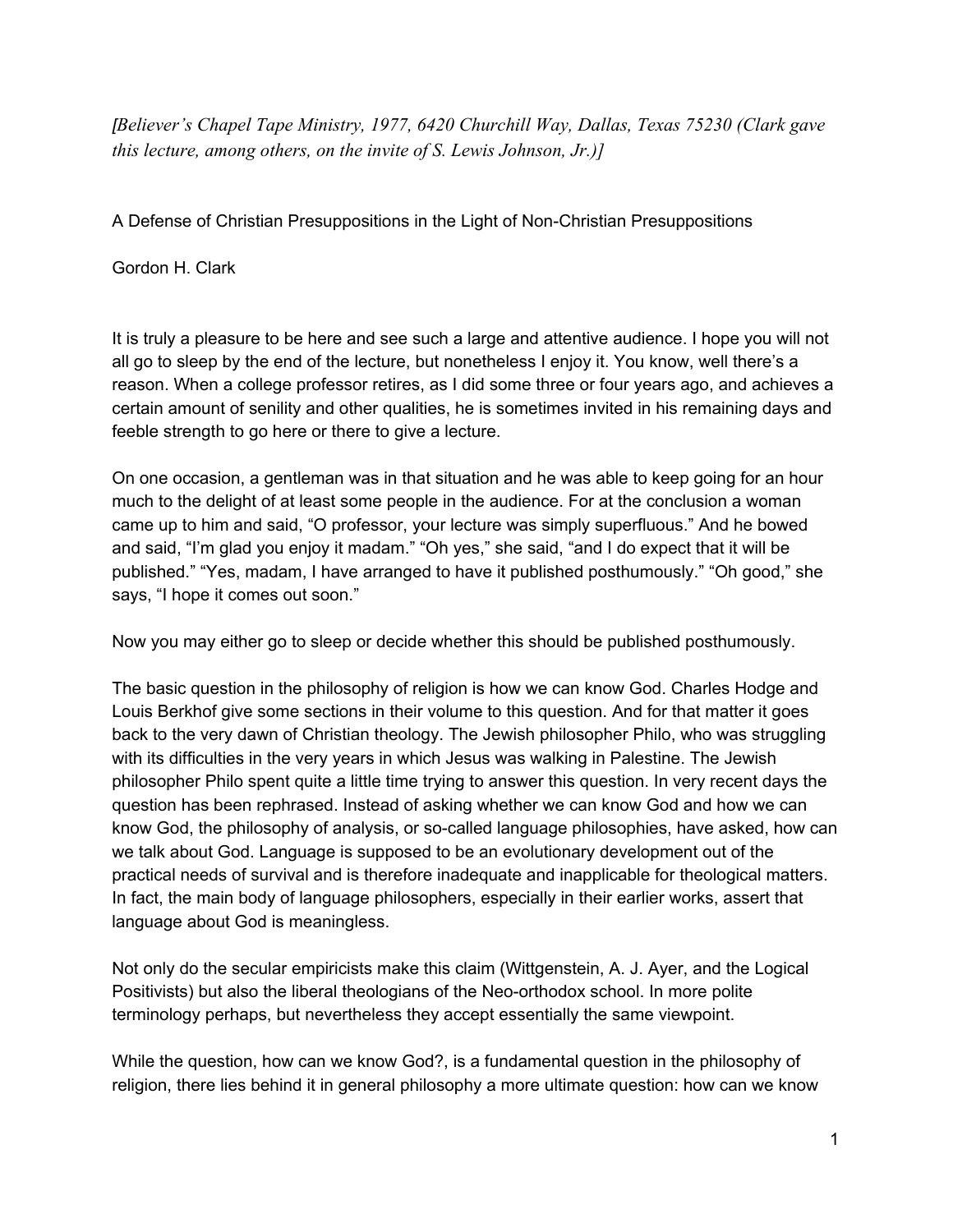*[Believer's Chapel Tape Ministry, 1977, 6420 Churchill Way, Dallas, Texas 75230 (Clark gave this lecture, among others, on the invite of S. Lewis Johnson, Jr.)]*

# A Defense of Christian Presuppositions in the Light of Non-Christian Presuppositions

Gordon H. Clark

It is truly a pleasure to be here and see such a large and attentive audience. I hope you will not all go to sleep by the end of the lecture, but nonetheless I enjoy it. You know, well there's a reason. When a college professor retires, as I did some three or four years ago, and achieves a certain amount of senility and other qualities, he is sometimes invited in his remaining days and feeble strength to go here or there to give a lecture.

On one occasion, a gentleman was in that situation and he was able to keep going for an hour much to the delight of at least some people in the audience. For at the conclusion a woman came up to him and said, "O professor, your lecture was simply superfluous." And he bowed and said, "I'm glad you enjoy it madam." "Oh yes," she said, "and I do expect that it will be published." "Yes, madam, I have arranged to have it published posthumously." "Oh good," she says, "I hope it comes out soon."

Now you may either go to sleep or decide whether this should be published posthumously.

The basic question in the philosophy of religion is how we can know God. Charles Hodge and Louis Berkhof give some sections in their volume to this question. And for that matter it goes back to the very dawn of Christian theology. The Jewish philosopher Philo, who was struggling with its difficulties in the very years in which Jesus was walking in Palestine. The Jewish philosopher Philo spent quite a little time trying to answer this question. In very recent days the question has been rephrased. Instead of asking whether we can know God and how we can know God, the philosophy of analysis, or so-called language philosophies, have asked, how can we talk about God. Language is supposed to be an evolutionary development out of the practical needs of survival and is therefore inadequate and inapplicable for theological matters. In fact, the main body of language philosophers, especially in their earlier works, assert that language about God is meaningless.

Not only do the secular empiricists make this claim (Wittgenstein, A. J. Ayer, and the Logical Positivists) but also the liberal theologians of the Neo-orthodox school. In more polite terminology perhaps, but nevertheless they accept essentially the same viewpoint.

While the question, how can we know God?, is a fundamental question in the philosophy of religion, there lies behind it in general philosophy a more ultimate question: how can we know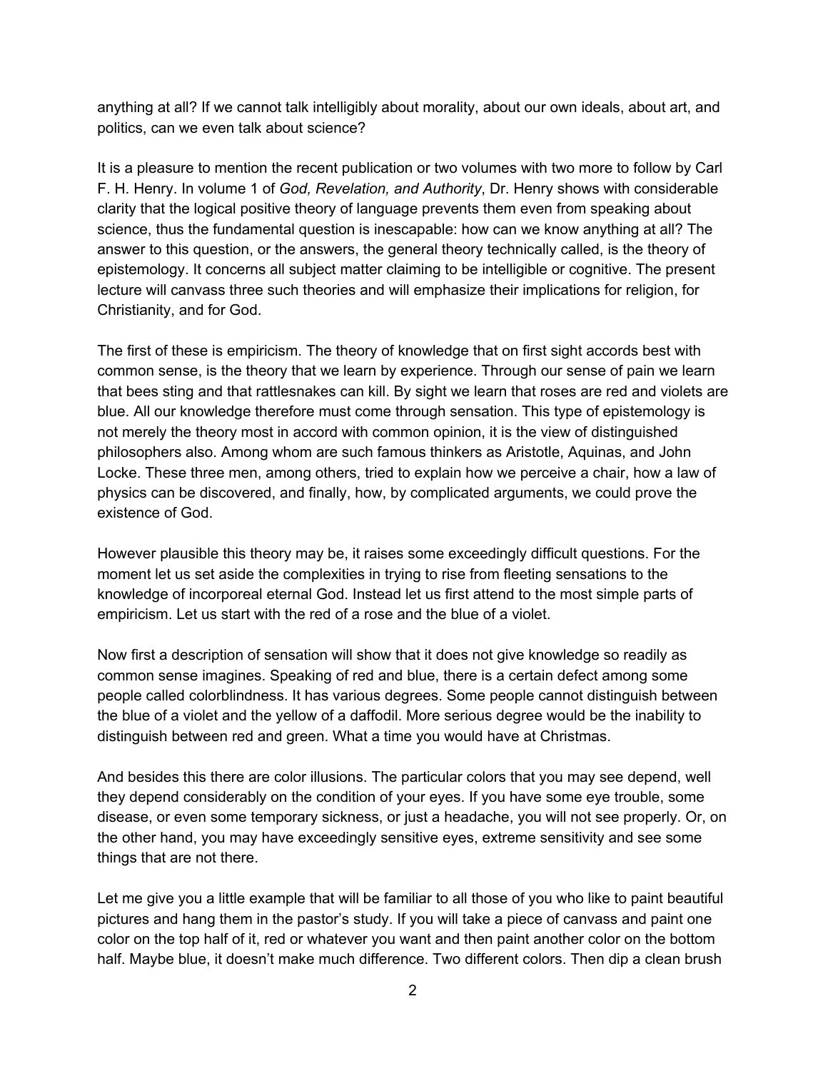anything at all? If we cannot talk intelligibly about morality, about our own ideals, about art, and politics, can we even talk about science?

It is a pleasure to mention the recent publication or two volumes with two more to follow by Carl F. H. Henry. In volume 1 of *God, Revelation, and Authority*, Dr. Henry shows with considerable clarity that the logical positive theory of language prevents them even from speaking about science, thus the fundamental question is inescapable: how can we know anything at all? The answer to this question, or the answers, the general theory technically called, is the theory of epistemology. It concerns all subject matter claiming to be intelligible or cognitive. The present lecture will canvass three such theories and will emphasize their implications for religion, for Christianity, and for God.

The first of these is empiricism. The theory of knowledge that on first sight accords best with common sense, is the theory that we learn by experience. Through our sense of pain we learn that bees sting and that rattlesnakes can kill. By sight we learn that roses are red and violets are blue. All our knowledge therefore must come through sensation. This type of epistemology is not merely the theory most in accord with common opinion, it is the view of distinguished philosophers also. Among whom are such famous thinkers as Aristotle, Aquinas, and John Locke. These three men, among others, tried to explain how we perceive a chair, how a law of physics can be discovered, and finally, how, by complicated arguments, we could prove the existence of God.

However plausible this theory may be, it raises some exceedingly difficult questions. For the moment let us set aside the complexities in trying to rise from fleeting sensations to the knowledge of incorporeal eternal God. Instead let us first attend to the most simple parts of empiricism. Let us start with the red of a rose and the blue of a violet.

Now first a description of sensation will show that it does not give knowledge so readily as common sense imagines. Speaking of red and blue, there is a certain defect among some people called colorblindness. It has various degrees. Some people cannot distinguish between the blue of a violet and the yellow of a daffodil. More serious degree would be the inability to distinguish between red and green. What a time you would have at Christmas.

And besides this there are color illusions. The particular colors that you may see depend, well they depend considerably on the condition of your eyes. If you have some eye trouble, some disease, or even some temporary sickness, or just a headache, you will not see properly. Or, on the other hand, you may have exceedingly sensitive eyes, extreme sensitivity and see some things that are not there.

Let me give you a little example that will be familiar to all those of you who like to paint beautiful pictures and hang them in the pastor's study. If you will take a piece of canvass and paint one color on the top half of it, red or whatever you want and then paint another color on the bottom half. Maybe blue, it doesn't make much difference. Two different colors. Then dip a clean brush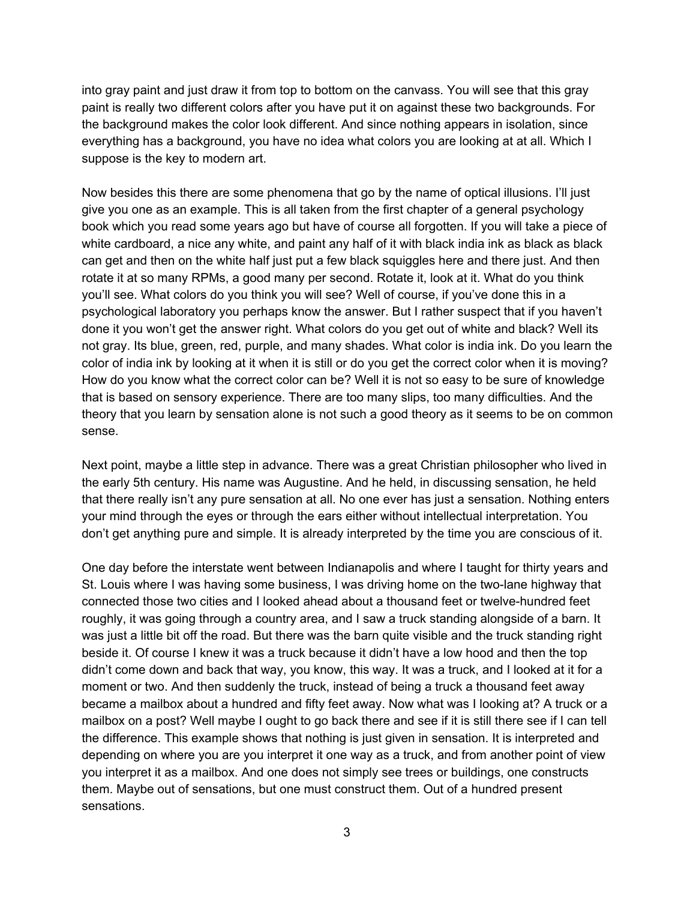into gray paint and just draw it from top to bottom on the canvass. You will see that this gray paint is really two different colors after you have put it on against these two backgrounds. For the background makes the color look different. And since nothing appears in isolation, since everything has a background, you have no idea what colors you are looking at at all. Which I suppose is the key to modern art.

Now besides this there are some phenomena that go by the name of optical illusions. I'll just give you one as an example. This is all taken from the first chapter of a general psychology book which you read some years ago but have of course all forgotten. If you will take a piece of white cardboard, a nice any white, and paint any half of it with black india ink as black as black can get and then on the white half just put a few black squiggles here and there just. And then rotate it at so many RPMs, a good many per second. Rotate it, look at it. What do you think you'll see. What colors do you think you will see? Well of course, if you've done this in a psychological laboratory you perhaps know the answer. But I rather suspect that if you haven't done it you won't get the answer right. What colors do you get out of white and black? Well its not gray. Its blue, green, red, purple, and many shades. What color is india ink. Do you learn the color of india ink by looking at it when it is still or do you get the correct color when it is moving? How do you know what the correct color can be? Well it is not so easy to be sure of knowledge that is based on sensory experience. There are too many slips, too many difficulties. And the theory that you learn by sensation alone is not such a good theory as it seems to be on common sense.

Next point, maybe a little step in advance. There was a great Christian philosopher who lived in the early 5th century. His name was Augustine. And he held, in discussing sensation, he held that there really isn't any pure sensation at all. No one ever has just a sensation. Nothing enters your mind through the eyes or through the ears either without intellectual interpretation. You don't get anything pure and simple. It is already interpreted by the time you are conscious of it.

One day before the interstate went between Indianapolis and where I taught for thirty years and St. Louis where I was having some business, I was driving home on the two-lane highway that connected those two cities and I looked ahead about a thousand feet or twelve-hundred feet roughly, it was going through a country area, and I saw a truck standing alongside of a barn. It was just a little bit off the road. But there was the barn quite visible and the truck standing right beside it. Of course I knew it was a truck because it didn't have a low hood and then the top didn't come down and back that way, you know, this way. It was a truck, and I looked at it for a moment or two. And then suddenly the truck, instead of being a truck a thousand feet away became a mailbox about a hundred and fifty feet away. Now what was I looking at? A truck or a mailbox on a post? Well maybe I ought to go back there and see if it is still there see if I can tell the difference. This example shows that nothing is just given in sensation. It is interpreted and depending on where you are you interpret it one way as a truck, and from another point of view you interpret it as a mailbox. And one does not simply see trees or buildings, one constructs them. Maybe out of sensations, but one must construct them. Out of a hundred present sensations.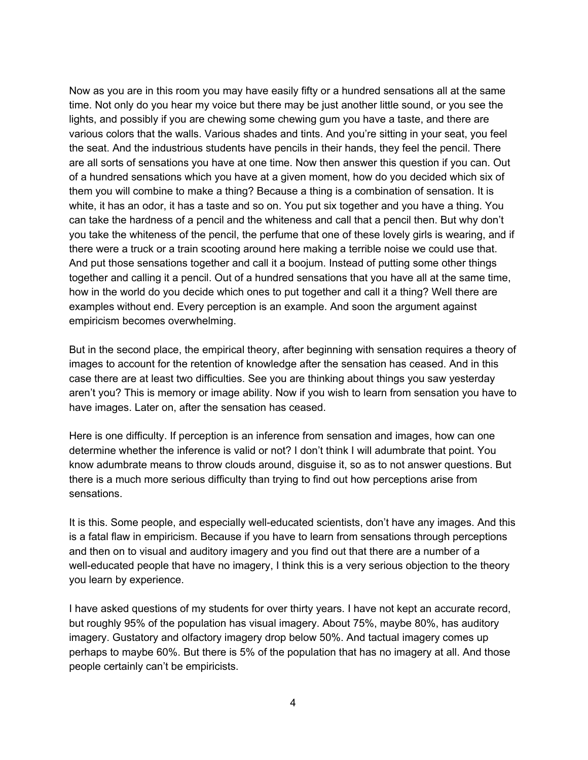Now as you are in this room you may have easily fifty or a hundred sensations all at the same time. Not only do you hear my voice but there may be just another little sound, or you see the lights, and possibly if you are chewing some chewing gum you have a taste, and there are various colors that the walls. Various shades and tints. And you're sitting in your seat, you feel the seat. And the industrious students have pencils in their hands, they feel the pencil. There are all sorts of sensations you have at one time. Now then answer this question if you can. Out of a hundred sensations which you have at a given moment, how do you decided which six of them you will combine to make a thing? Because a thing is a combination of sensation. It is white, it has an odor, it has a taste and so on. You put six together and you have a thing. You can take the hardness of a pencil and the whiteness and call that a pencil then. But why don't you take the whiteness of the pencil, the perfume that one of these lovely girls is wearing, and if there were a truck or a train scooting around here making a terrible noise we could use that. And put those sensations together and call it a boojum. Instead of putting some other things together and calling it a pencil. Out of a hundred sensations that you have all at the same time, how in the world do you decide which ones to put together and call it a thing? Well there are examples without end. Every perception is an example. And soon the argument against empiricism becomes overwhelming.

But in the second place, the empirical theory, after beginning with sensation requires a theory of images to account for the retention of knowledge after the sensation has ceased. And in this case there are at least two difficulties. See you are thinking about things you saw yesterday aren't you? This is memory or image ability. Now if you wish to learn from sensation you have to have images. Later on, after the sensation has ceased.

Here is one difficulty. If perception is an inference from sensation and images, how can one determine whether the inference is valid or not? I don't think I will adumbrate that point. You know adumbrate means to throw clouds around, disguise it, so as to not answer questions. But there is a much more serious difficulty than trying to find out how perceptions arise from sensations.

It is this. Some people, and especially well-educated scientists, don't have any images. And this is a fatal flaw in empiricism. Because if you have to learn from sensations through perceptions and then on to visual and auditory imagery and you find out that there are a number of a well-educated people that have no imagery, I think this is a very serious objection to the theory you learn by experience.

I have asked questions of my students for over thirty years. I have not kept an accurate record, but roughly 95% of the population has visual imagery. About 75%, maybe 80%, has auditory imagery. Gustatory and olfactory imagery drop below 50%. And tactual imagery comes up perhaps to maybe 60%. But there is 5% of the population that has no imagery at all. And those people certainly can't be empiricists.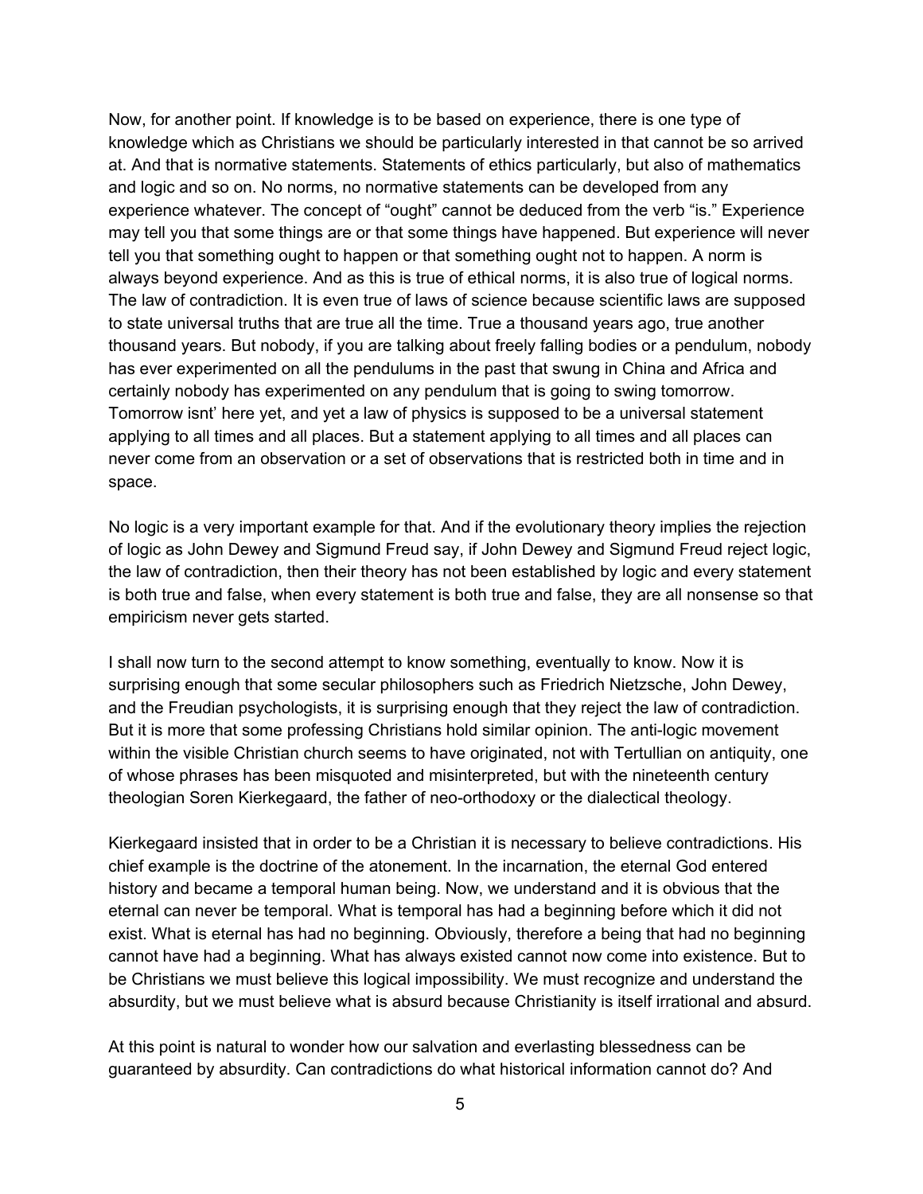Now, for another point. If knowledge is to be based on experience, there is one type of knowledge which as Christians we should be particularly interested in that cannot be so arrived at. And that is normative statements. Statements of ethics particularly, but also of mathematics and logic and so on. No norms, no normative statements can be developed from any experience whatever. The concept of "ought" cannot be deduced from the verb "is." Experience may tell you that some things are or that some things have happened. But experience will never tell you that something ought to happen or that something ought not to happen. A norm is always beyond experience. And as this is true of ethical norms, it is also true of logical norms. The law of contradiction. It is even true of laws of science because scientific laws are supposed to state universal truths that are true all the time. True a thousand years ago, true another thousand years. But nobody, if you are talking about freely falling bodies or a pendulum, nobody has ever experimented on all the pendulums in the past that swung in China and Africa and certainly nobody has experimented on any pendulum that is going to swing tomorrow. Tomorrow isnt' here yet, and yet a law of physics is supposed to be a universal statement applying to all times and all places. But a statement applying to all times and all places can never come from an observation or a set of observations that is restricted both in time and in space.

No logic is a very important example for that. And if the evolutionary theory implies the rejection of logic as John Dewey and Sigmund Freud say, if John Dewey and Sigmund Freud reject logic, the law of contradiction, then their theory has not been established by logic and every statement is both true and false, when every statement is both true and false, they are all nonsense so that empiricism never gets started.

I shall now turn to the second attempt to know something, eventually to know. Now it is surprising enough that some secular philosophers such as Friedrich Nietzsche, John Dewey, and the Freudian psychologists, it is surprising enough that they reject the law of contradiction. But it is more that some professing Christians hold similar opinion. The anti-logic movement within the visible Christian church seems to have originated, not with Tertullian on antiquity, one of whose phrases has been misquoted and misinterpreted, but with the nineteenth century theologian Soren Kierkegaard, the father of neo-orthodoxy or the dialectical theology.

Kierkegaard insisted that in order to be a Christian it is necessary to believe contradictions. His chief example is the doctrine of the atonement. In the incarnation, the eternal God entered history and became a temporal human being. Now, we understand and it is obvious that the eternal can never be temporal. What is temporal has had a beginning before which it did not exist. What is eternal has had no beginning. Obviously, therefore a being that had no beginning cannot have had a beginning. What has always existed cannot now come into existence. But to be Christians we must believe this logical impossibility. We must recognize and understand the absurdity, but we must believe what is absurd because Christianity is itself irrational and absurd.

At this point is natural to wonder how our salvation and everlasting blessedness can be guaranteed by absurdity. Can contradictions do what historical information cannot do? And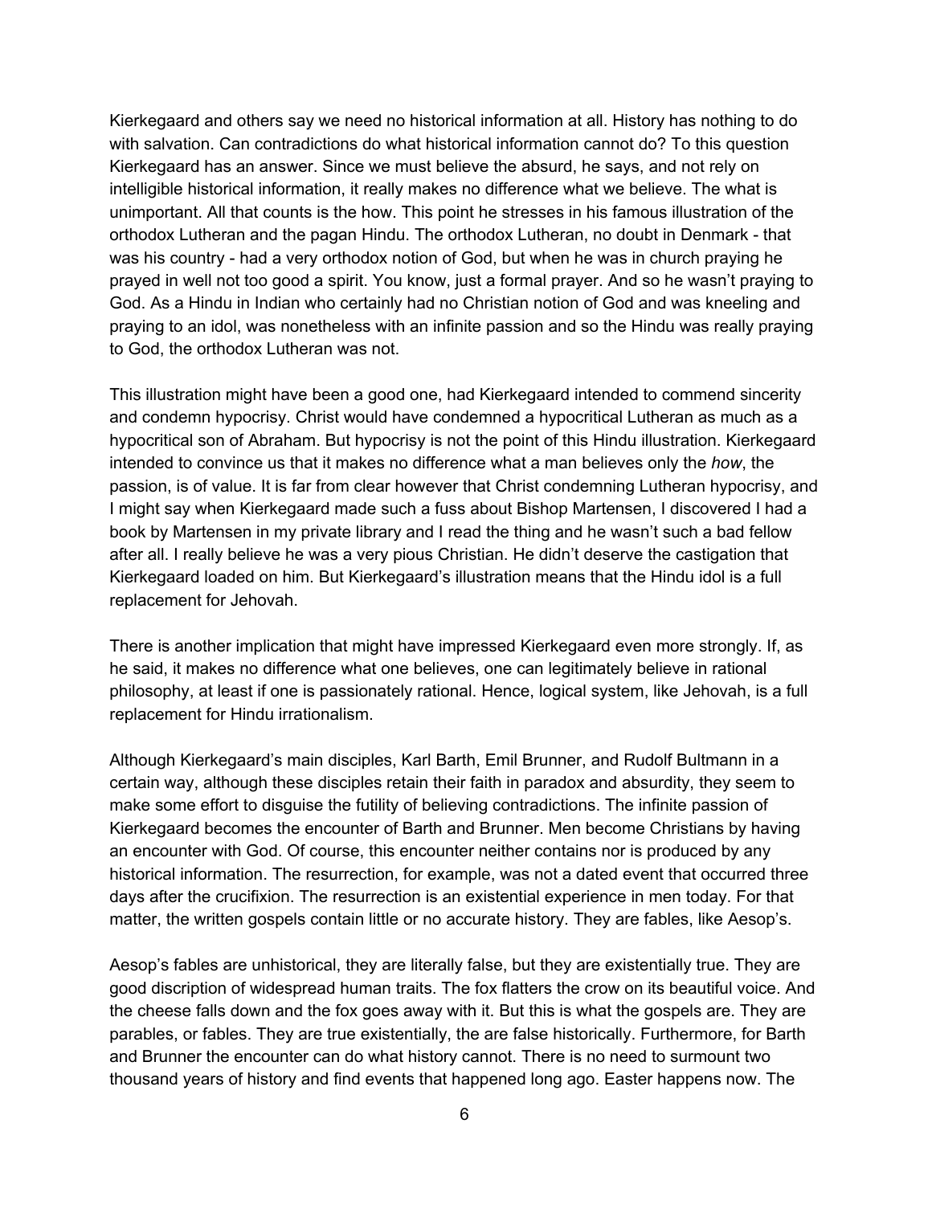Kierkegaard and others say we need no historical information at all. History has nothing to do with salvation. Can contradictions do what historical information cannot do? To this question Kierkegaard has an answer. Since we must believe the absurd, he says, and not rely on intelligible historical information, it really makes no difference what we believe. The what is unimportant. All that counts is the how. This point he stresses in his famous illustration of the orthodox Lutheran and the pagan Hindu. The orthodox Lutheran, no doubt in Denmark - that was his country - had a very orthodox notion of God, but when he was in church praying he prayed in well not too good a spirit. You know, just a formal prayer. And so he wasn't praying to God. As a Hindu in Indian who certainly had no Christian notion of God and was kneeling and praying to an idol, was nonetheless with an infinite passion and so the Hindu was really praying to God, the orthodox Lutheran was not.

This illustration might have been a good one, had Kierkegaard intended to commend sincerity and condemn hypocrisy. Christ would have condemned a hypocritical Lutheran as much as a hypocritical son of Abraham. But hypocrisy is not the point of this Hindu illustration. Kierkegaard intended to convince us that it makes no difference what a man believes only the *how*, the passion, is of value. It is far from clear however that Christ condemning Lutheran hypocrisy, and I might say when Kierkegaard made such a fuss about Bishop Martensen, I discovered I had a book by Martensen in my private library and I read the thing and he wasn't such a bad fellow after all. I really believe he was a very pious Christian. He didn't deserve the castigation that Kierkegaard loaded on him. But Kierkegaard's illustration means that the Hindu idol is a full replacement for Jehovah.

There is another implication that might have impressed Kierkegaard even more strongly. If, as he said, it makes no difference what one believes, one can legitimately believe in rational philosophy, at least if one is passionately rational. Hence, logical system, like Jehovah, is a full replacement for Hindu irrationalism.

Although Kierkegaard's main disciples, Karl Barth, Emil Brunner, and Rudolf Bultmann in a certain way, although these disciples retain their faith in paradox and absurdity, they seem to make some effort to disguise the futility of believing contradictions. The infinite passion of Kierkegaard becomes the encounter of Barth and Brunner. Men become Christians by having an encounter with God. Of course, this encounter neither contains nor is produced by any historical information. The resurrection, for example, was not a dated event that occurred three days after the crucifixion. The resurrection is an existential experience in men today. For that matter, the written gospels contain little or no accurate history. They are fables, like Aesop's.

Aesop's fables are unhistorical, they are literally false, but they are existentially true. They are good discription of widespread human traits. The fox flatters the crow on its beautiful voice. And the cheese falls down and the fox goes away with it. But this is what the gospels are. They are parables, or fables. They are true existentially, the are false historically. Furthermore, for Barth and Brunner the encounter can do what history cannot. There is no need to surmount two thousand years of history and find events that happened long ago. Easter happens now. The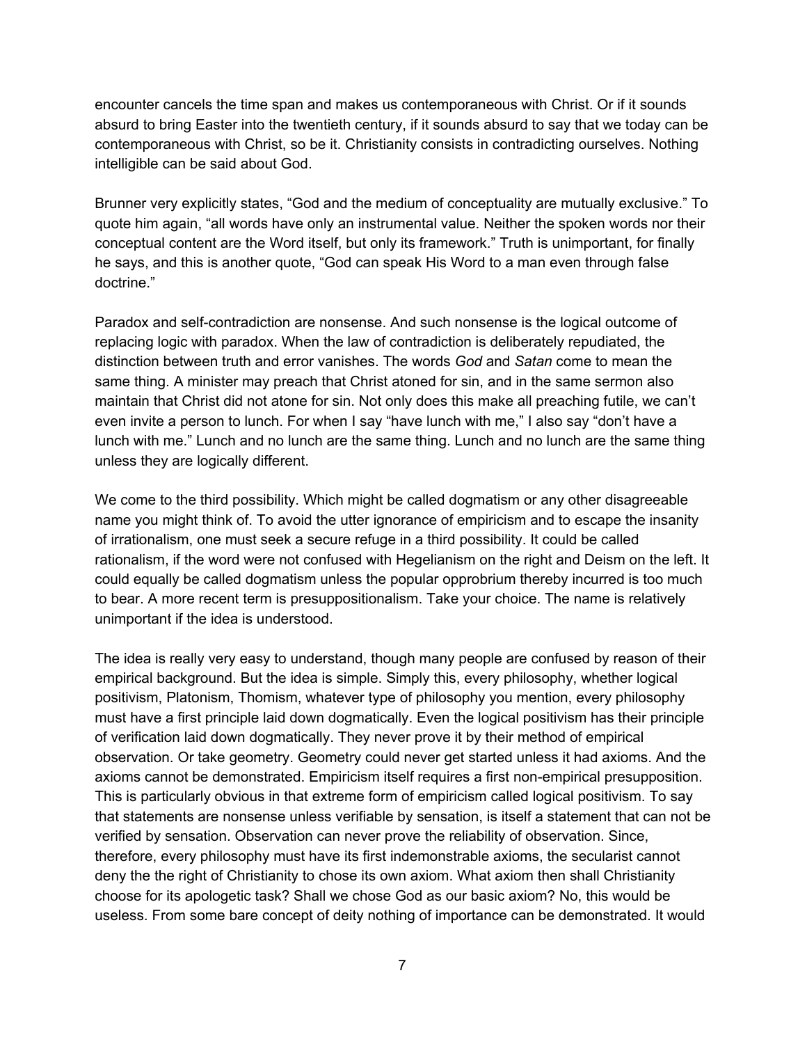encounter cancels the time span and makes us contemporaneous with Christ. Or if it sounds absurd to bring Easter into the twentieth century, if it sounds absurd to say that we today can be contemporaneous with Christ, so be it. Christianity consists in contradicting ourselves. Nothing intelligible can be said about God.

Brunner very explicitly states, “God and the medium of conceptuality are mutually exclusive.” To quote him again, “all words have only an instrumental value. Neither the spoken words nor their conceptual content are the Word itself, but only its framework.” Truth is unimportant, for finally he says, and this is another quote, “God can speak His Word to a man even through false doctrine.”

Paradox and self-contradiction are nonsense. And such nonsense is the logical outcome of replacing logic with paradox. When the law of contradiction is deliberately repudiated, the distinction between truth and error vanishes. The words *God* and *Satan* come to mean the same thing. A minister may preach that Christ atoned for sin, and in the same sermon also maintain that Christ did not atone for sin. Not only does this make all preaching futile, we can’t even invite a person to lunch. For when I say “have lunch with me,” I also say “don’t have a lunch with me.” Lunch and no lunch are the same thing. Lunch and no lunch are the same thing unless they are logically different.

We come to the third possibility. Which might be called dogmatism or any other disagreeable name you might think of. To avoid the utter ignorance of empiricism and to escape the insanity of irrationalism, one must seek a secure refuge in a third possibility. It could be called rationalism, if the word were not confused with Hegelianism on the right and Deism on the left. It could equally be called dogmatism unless the popular opprobrium thereby incurred is too much to bear. A more recent term is presuppositionalism. Take your choice. The name is relatively unimportant if the idea is understood.

The idea is really very easy to understand, though many people are confused by reason of their empirical background. But the idea is simple. Simply this, every philosophy, whether logical positivism, Platonism, Thomism, whatever type of philosophy you mention, every philosophy must have a first principle laid down dogmatically. Even the logical positivism has their principle of verification laid down dogmatically. They never prove it by their method of empirical observation. Or take geometry. Geometry could never get started unless it had axioms. And the axioms cannot be demonstrated. Empiricism itself requires a first non-empirical presupposition. This is particularly obvious in that extreme form of empiricism called logical positivism. To say that statements are nonsense unless verifiable by sensation, is itself a statement that can not be verified by sensation. Observation can never prove the reliability of observation. Since, therefore, every philosophy must have its first indemonstrable axioms, the secularist cannot deny the the right of Christianity to chose its own axiom. What axiom then shall Christianity choose for its apologetic task? Shall we chose God as our basic axiom? No, this would be useless. From some bare concept of deity nothing of importance can be demonstrated. It would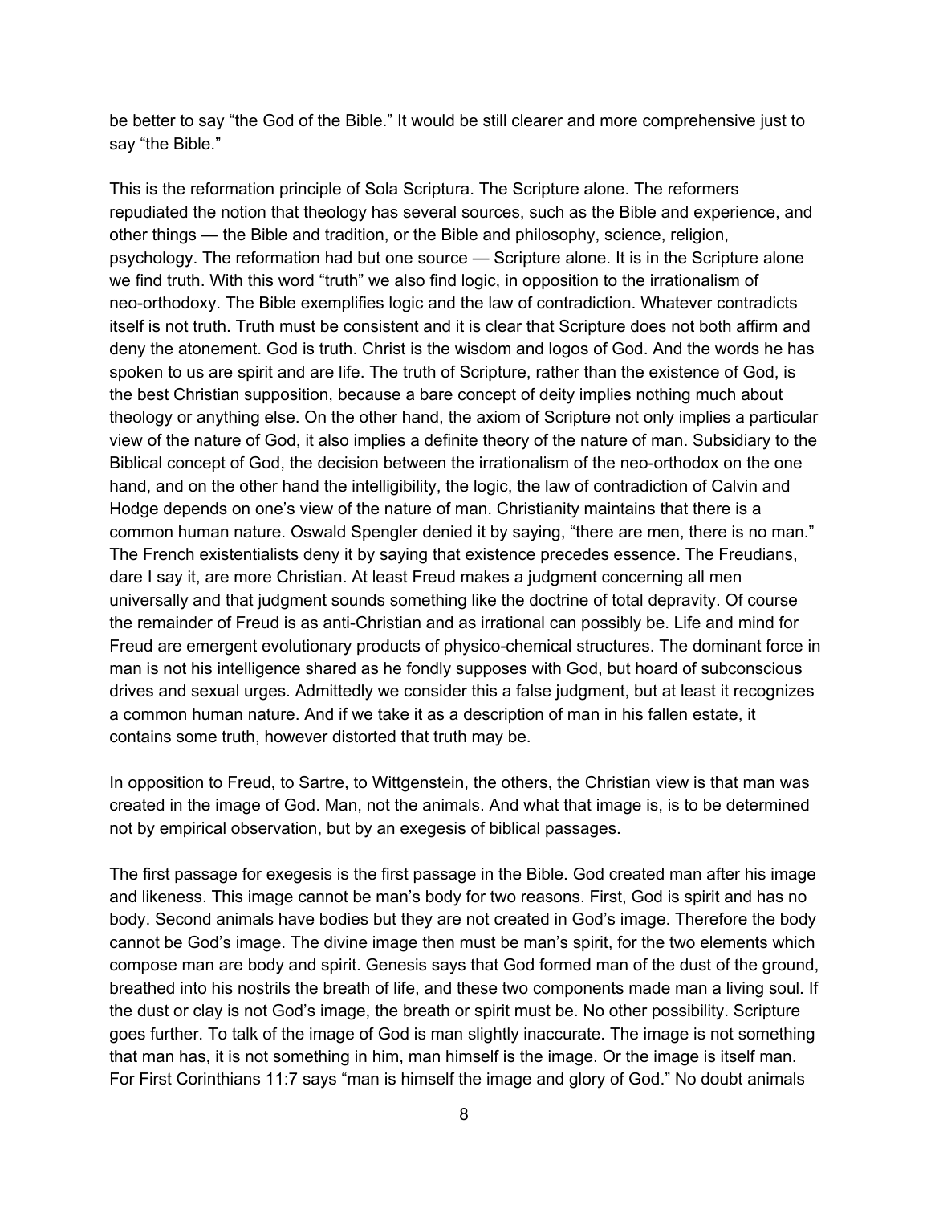be better to say "the God of the Bible." It would be still clearer and more comprehensive just to say "the Bible."

This is the reformation principle of Sola Scriptura. The Scripture alone. The reformers repudiated the notion that theology has several sources, such as the Bible and experience, and other things — the Bible and tradition, or the Bible and philosophy, science, religion, psychology. The reformation had but one source — Scripture alone. It is in the Scripture alone we find truth. With this word "truth" we also find logic, in opposition to the irrationalism of neo-orthodoxy. The Bible exemplifies logic and the law of contradiction. Whatever contradicts itself is not truth. Truth must be consistent and it is clear that Scripture does not both affirm and deny the atonement. God is truth. Christ is the wisdom and logos of God. And the words he has spoken to us are spirit and are life. The truth of Scripture, rather than the existence of God, is the best Christian supposition, because a bare concept of deity implies nothing much about theology or anything else. On the other hand, the axiom of Scripture not only implies a particular view of the nature of God, it also implies a definite theory of the nature of man. Subsidiary to the Biblical concept of God, the decision between the irrationalism of the neo-orthodox on the one hand, and on the other hand the intelligibility, the logic, the law of contradiction of Calvin and Hodge depends on one's view of the nature of man. Christianity maintains that there is a common human nature. Oswald Spengler denied it by saying, "there are men, there is no man." The French existentialists deny it by saying that existence precedes essence. The Freudians, dare I say it, are more Christian. At least Freud makes a judgment concerning all men universally and that judgment sounds something like the doctrine of total depravity. Of course the remainder of Freud is as anti-Christian and as irrational can possibly be. Life and mind for Freud are emergent evolutionary products of physico-chemical structures. The dominant force in man is not his intelligence shared as he fondly supposes with God, but hoard of subconscious drives and sexual urges. Admittedly we consider this a false judgment, but at least it recognizes a common human nature. And if we take it as a description of man in his fallen estate, it contains some truth, however distorted that truth may be.

In opposition to Freud, to Sartre, to Wittgenstein, the others, the Christian view is that man was created in the image of God. Man, not the animals. And what that image is, is to be determined not by empirical observation, but by an exegesis of biblical passages.

The first passage for exegesis is the first passage in the Bible. God created man after his image and likeness. This image cannot be man's body for two reasons. First, God is spirit and has no body. Second animals have bodies but they are not created in God's image. Therefore the body cannot be God's image. The divine image then must be man's spirit, for the two elements which compose man are body and spirit. Genesis says that God formed man of the dust of the ground, breathed into his nostrils the breath of life, and these two components made man a living soul. If the dust or clay is not God's image, the breath or spirit must be. No other possibility. Scripture goes further. To talk of the image of God is man slightly inaccurate. The image is not something that man has, it is not something in him, man himself is the image. Or the image is itself man. For First Corinthians 11:7 says "man is himself the image and glory of God." No doubt animals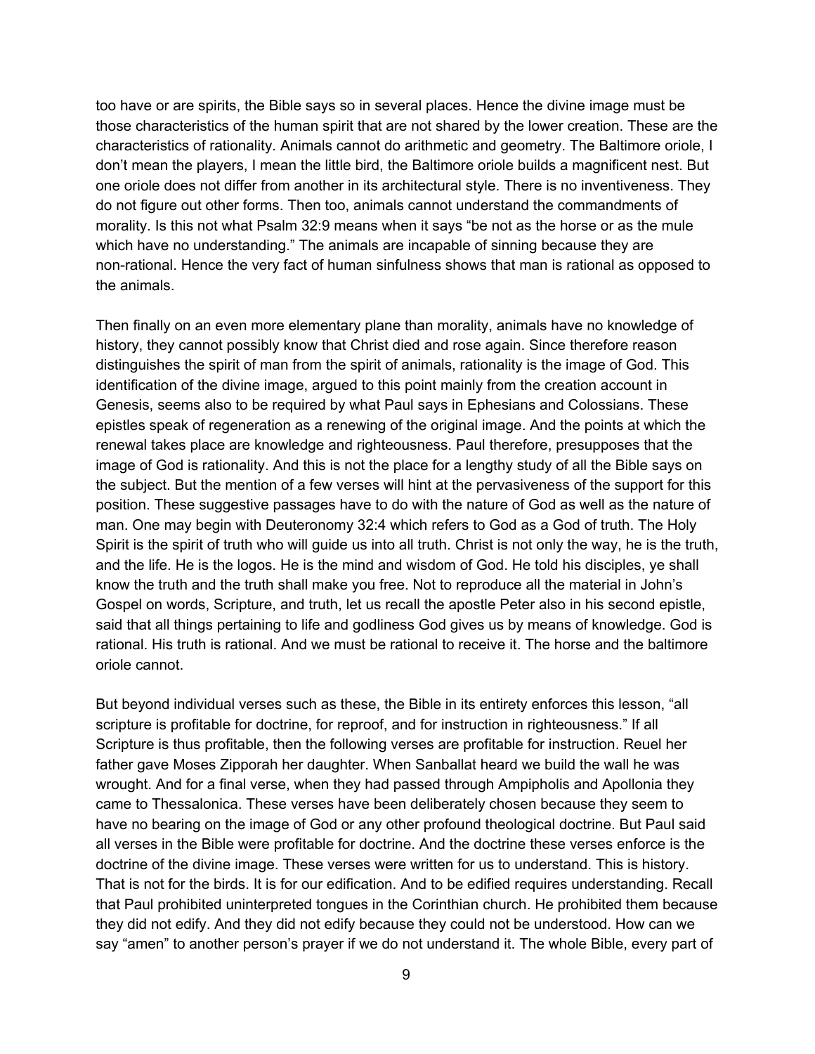too have or are spirits, the Bible says so in several places. Hence the divine image must be those characteristics of the human spirit that are not shared by the lower creation. These are the characteristics of rationality. Animals cannot do arithmetic and geometry. The Baltimore oriole, I don't mean the players, I mean the little bird, the Baltimore oriole builds a magnificent nest. But one oriole does not differ from another in its architectural style. There is no inventiveness. They do not figure out other forms. Then too, animals cannot understand the commandments of morality. Is this not what Psalm 32:9 means when it says "be not as the horse or as the mule which have no understanding." The animals are incapable of sinning because they are non-rational. Hence the very fact of human sinfulness shows that man is rational as opposed to the animals.

Then finally on an even more elementary plane than morality, animals have no knowledge of history, they cannot possibly know that Christ died and rose again. Since therefore reason distinguishes the spirit of man from the spirit of animals, rationality is the image of God. This identification of the divine image, argued to this point mainly from the creation account in Genesis, seems also to be required by what Paul says in Ephesians and Colossians. These epistles speak of regeneration as a renewing of the original image. And the points at which the renewal takes place are knowledge and righteousness. Paul therefore, presupposes that the image of God is rationality. And this is not the place for a lengthy study of all the Bible says on the subject. But the mention of a few verses will hint at the pervasiveness of the support for this position. These suggestive passages have to do with the nature of God as well as the nature of man. One may begin with Deuteronomy 32:4 which refers to God as a God of truth. The Holy Spirit is the spirit of truth who will guide us into all truth. Christ is not only the way, he is the truth, and the life. He is the logos. He is the mind and wisdom of God. He told his disciples, ye shall know the truth and the truth shall make you free. Not to reproduce all the material in John's Gospel on words, Scripture, and truth, let us recall the apostle Peter also in his second epistle, said that all things pertaining to life and godliness God gives us by means of knowledge. God is rational. His truth is rational. And we must be rational to receive it. The horse and the baltimore oriole cannot.

But beyond individual verses such as these, the Bible in its entirety enforces this lesson, "all scripture is profitable for doctrine, for reproof, and for instruction in righteousness." If all Scripture is thus profitable, then the following verses are profitable for instruction. Reuel her father gave Moses Zipporah her daughter. When Sanballat heard we build the wall he was wrought. And for a final verse, when they had passed through Ampipholis and Apollonia they came to Thessalonica. These verses have been deliberately chosen because they seem to have no bearing on the image of God or any other profound theological doctrine. But Paul said all verses in the Bible were profitable for doctrine. And the doctrine these verses enforce is the doctrine of the divine image. These verses were written for us to understand. This is history. That is not for the birds. It is for our edification. And to be edified requires understanding. Recall that Paul prohibited uninterpreted tongues in the Corinthian church. He prohibited them because they did not edify. And they did not edify because they could not be understood. How can we say "amen" to another person's prayer if we do not understand it. The whole Bible, every part of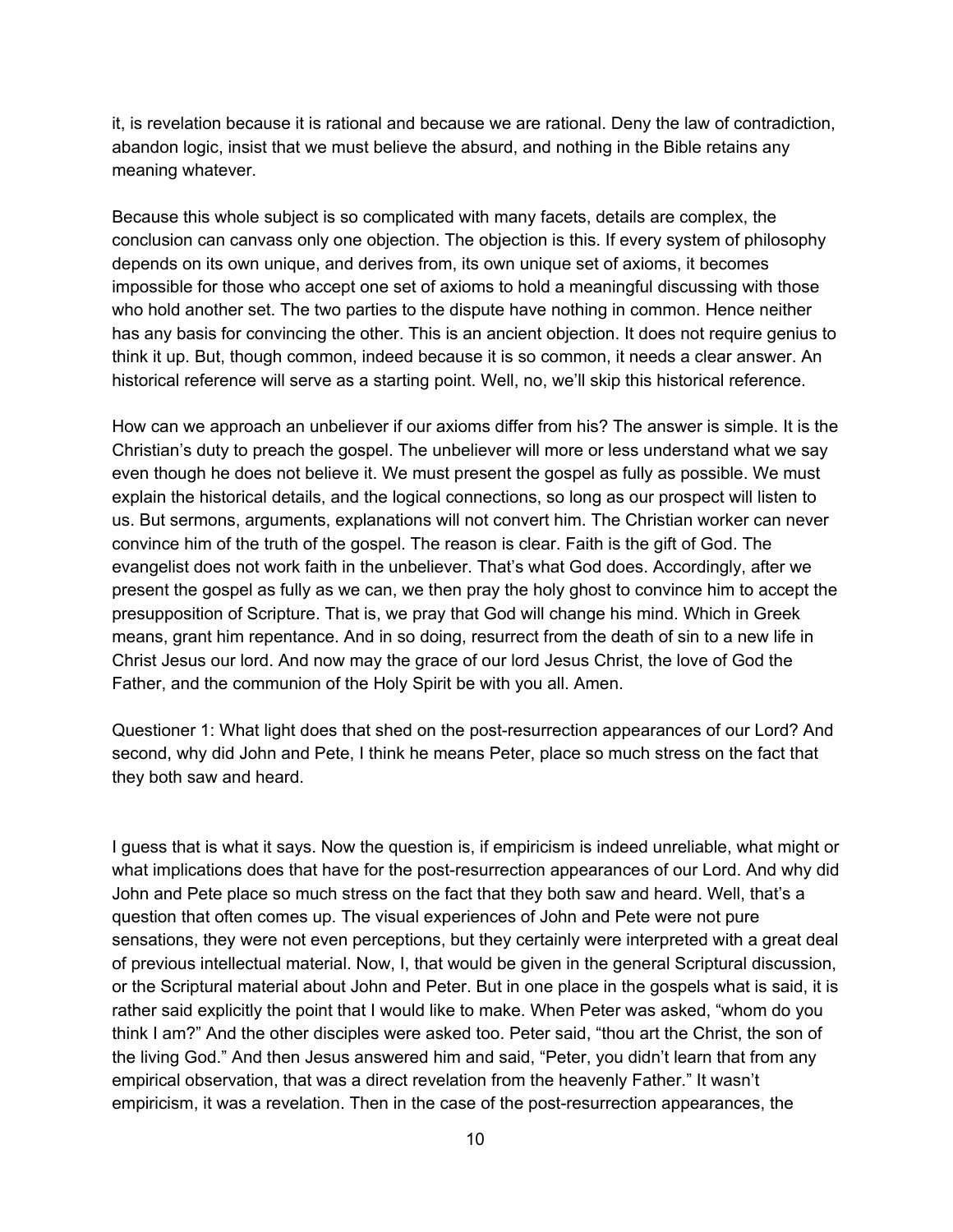it, is revelation because it is rational and because we are rational. Deny the law of contradiction, abandon logic, insist that we must believe the absurd, and nothing in the Bible retains any meaning whatever.

Because this whole subject is so complicated with many facets, details are complex, the conclusion can canvass only one objection. The objection is this. If every system of philosophy depends on its own unique, and derives from, its own unique set of axioms, it becomes impossible for those who accept one set of axioms to hold a meaningful discussing with those who hold another set. The two parties to the dispute have nothing in common. Hence neither has any basis for convincing the other. This is an ancient objection. It does not require genius to think it up. But, though common, indeed because it is so common, it needs a clear answer. An historical reference will serve as a starting point. Well, no, we'll skip this historical reference.

How can we approach an unbeliever if our axioms differ from his? The answer is simple. It is the Christian's duty to preach the gospel. The unbeliever will more or less understand what we say even though he does not believe it. We must present the gospel as fully as possible. We must explain the historical details, and the logical connections, so long as our prospect will listen to us. But sermons, arguments, explanations will not convert him. The Christian worker can never convince him of the truth of the gospel. The reason is clear. Faith is the gift of God. The evangelist does not work faith in the unbeliever. That's what God does. Accordingly, after we present the gospel as fully as we can, we then pray the holy ghost to convince him to accept the presupposition of Scripture. That is, we pray that God will change his mind. Which in Greek means, grant him repentance. And in so doing, resurrect from the death of sin to a new life in Christ Jesus our lord. And now may the grace of our lord Jesus Christ, the love of God the Father, and the communion of the Holy Spirit be with you all. Amen.

Questioner 1: What light does that shed on the post-resurrection appearances of our Lord? And second, why did John and Pete, I think he means Peter, place so much stress on the fact that they both saw and heard.

I guess that is what it says. Now the question is, if empiricism is indeed unreliable, what might or what implications does that have for the post-resurrection appearances of our Lord. And why did John and Pete place so much stress on the fact that they both saw and heard. Well, that's a question that often comes up. The visual experiences of John and Pete were not pure sensations, they were not even perceptions, but they certainly were interpreted with a great deal of previous intellectual material. Now, I, that would be given in the general Scriptural discussion, or the Scriptural material about John and Peter. But in one place in the gospels what is said, it is rather said explicitly the point that I would like to make. When Peter was asked, "whom do you think I am?" And the other disciples were asked too. Peter said, "thou art the Christ, the son of the living God." And then Jesus answered him and said, "Peter, you didn't learn that from any empirical observation, that was a direct revelation from the heavenly Father." It wasn't empiricism, it was a revelation. Then in the case of the post-resurrection appearances, the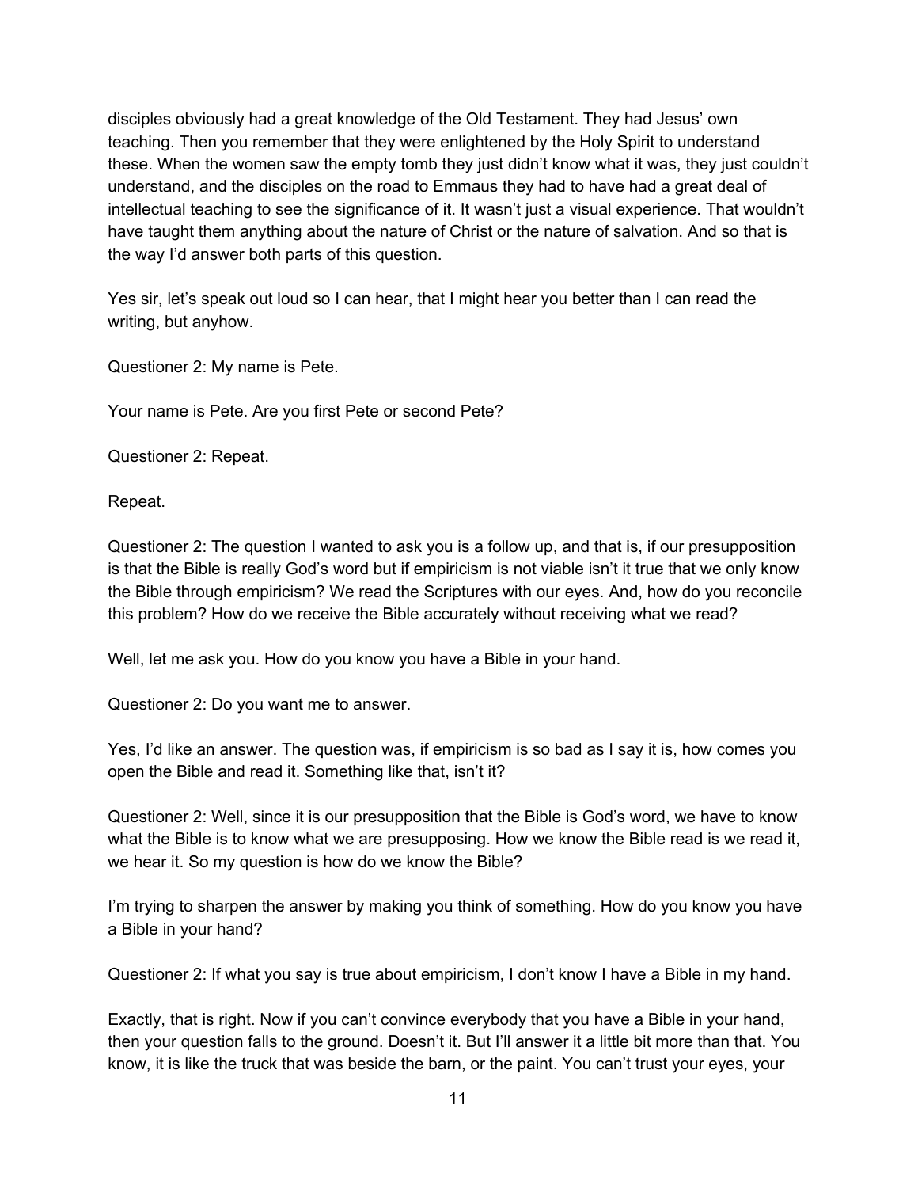disciples obviously had a great knowledge of the Old Testament. They had Jesus' own teaching. Then you remember that they were enlightened by the Holy Spirit to understand these. When the women saw the empty tomb they just didn't know what it was, they just couldn't understand, and the disciples on the road to Emmaus they had to have had a great deal of intellectual teaching to see the significance of it. It wasn't just a visual experience. That wouldn't have taught them anything about the nature of Christ or the nature of salvation. And so that is the way I'd answer both parts of this question.

Yes sir, let's speak out loud so I can hear, that I might hear you better than I can read the writing, but anyhow.

Questioner 2: My name is Pete.

Your name is Pete. Are you first Pete or second Pete?

Questioner 2: Repeat.

Repeat.

Questioner 2: The question I wanted to ask you is a follow up, and that is, if our presupposition is that the Bible is really God's word but if empiricism is not viable isn't it true that we only know the Bible through empiricism? We read the Scriptures with our eyes. And, how do you reconcile this problem? How do we receive the Bible accurately without receiving what we read?

Well, let me ask you. How do you know you have a Bible in your hand.

Questioner 2: Do you want me to answer.

Yes, I'd like an answer. The question was, if empiricism is so bad as I say it is, how comes you open the Bible and read it. Something like that, isn't it?

Questioner 2: Well, since it is our presupposition that the Bible is God's word, we have to know what the Bible is to know what we are presupposing. How we know the Bible read is we read it, we hear it. So my question is how do we know the Bible?

I'm trying to sharpen the answer by making you think of something. How do you know you have a Bible in your hand?

Questioner 2: If what you say is true about empiricism, I don't know I have a Bible in my hand.

Exactly, that is right. Now if you can't convince everybody that you have a Bible in your hand, then your question falls to the ground. Doesn't it. But I'll answer it a little bit more than that. You know, it is like the truck that was beside the barn, or the paint. You can't trust your eyes, your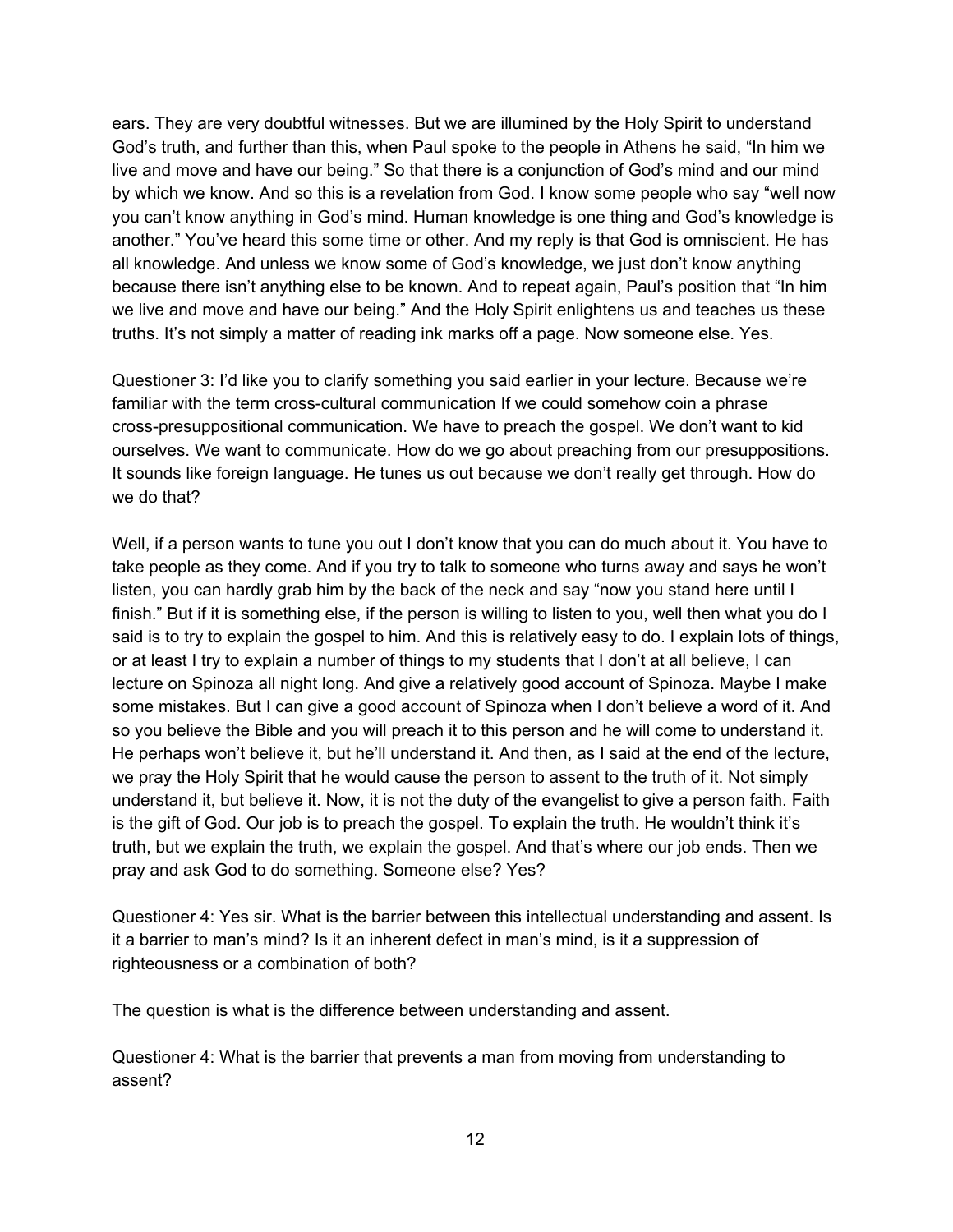ears. They are very doubtful witnesses. But we are illumined by the Holy Spirit to understand God's truth, and further than this, when Paul spoke to the people in Athens he said, "In him we live and move and have our being." So that there is a conjunction of God's mind and our mind by which we know. And so this is a revelation from God. I know some people who say "well now you can't know anything in God's mind. Human knowledge is one thing and God's knowledge is another." You've heard this some time or other. And my reply is that God is omniscient. He has all knowledge. And unless we know some of God's knowledge, we just don't know anything because there isn't anything else to be known. And to repeat again, Paul's position that "In him we live and move and have our being." And the Holy Spirit enlightens us and teaches us these truths. It's not simply a matter of reading ink marks off a page. Now someone else. Yes.

Questioner 3: I'd like you to clarify something you said earlier in your lecture. Because we're familiar with the term cross-cultural communication If we could somehow coin a phrase cross-presuppositional communication. We have to preach the gospel. We don't want to kid ourselves. We want to communicate. How do we go about preaching from our presuppositions. It sounds like foreign language. He tunes us out because we don't really get through. How do we do that?

Well, if a person wants to tune you out I don't know that you can do much about it. You have to take people as they come. And if you try to talk to someone who turns away and says he won't listen, you can hardly grab him by the back of the neck and say "now you stand here until I finish." But if it is something else, if the person is willing to listen to you, well then what you do I said is to try to explain the gospel to him. And this is relatively easy to do. I explain lots of things, or at least I try to explain a number of things to my students that I don't at all believe, I can lecture on Spinoza all night long. And give a relatively good account of Spinoza. Maybe I make some mistakes. But I can give a good account of Spinoza when I don't believe a word of it. And so you believe the Bible and you will preach it to this person and he will come to understand it. He perhaps won't believe it, but he'll understand it. And then, as I said at the end of the lecture, we pray the Holy Spirit that he would cause the person to assent to the truth of it. Not simply understand it, but believe it. Now, it is not the duty of the evangelist to give a person faith. Faith is the gift of God. Our job is to preach the gospel. To explain the truth. He wouldn't think it's truth, but we explain the truth, we explain the gospel. And that's where our job ends. Then we pray and ask God to do something. Someone else? Yes?

Questioner 4: Yes sir. What is the barrier between this intellectual understanding and assent. Is it a barrier to man's mind? Is it an inherent defect in man's mind, is it a suppression of righteousness or a combination of both?

The question is what is the difference between understanding and assent.

Questioner 4: What is the barrier that prevents a man from moving from understanding to assent?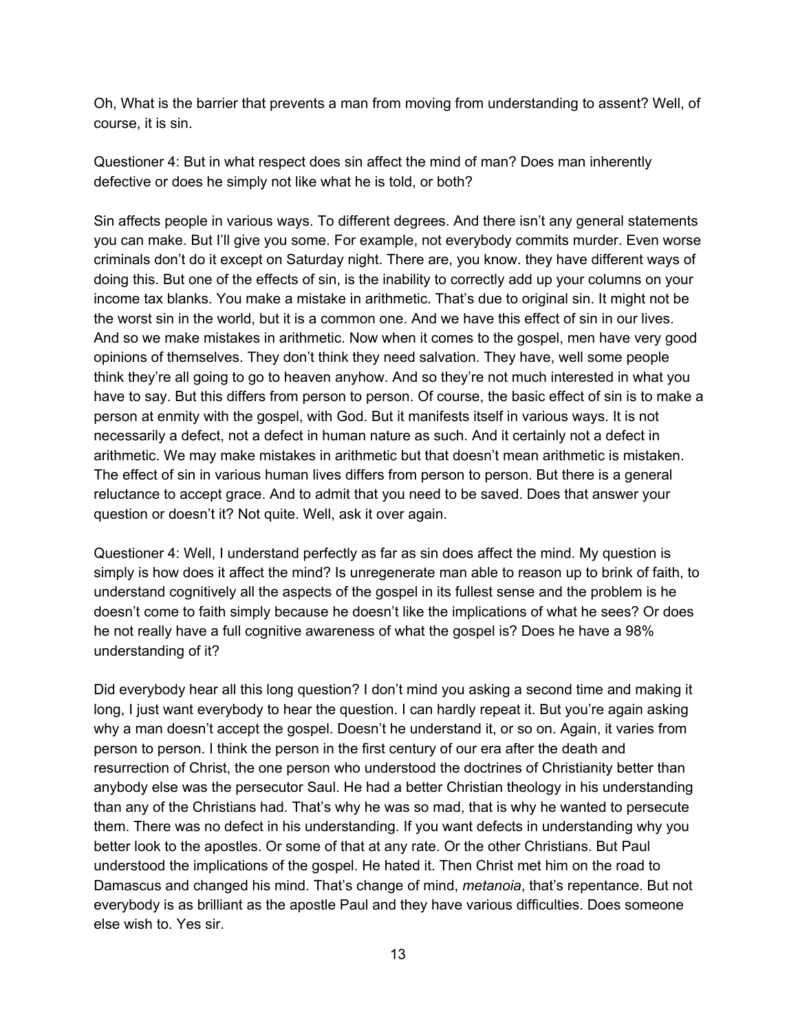Oh, What is the barrier that prevents a man from moving from understanding to assent? Well, of course, it is sin.

Questioner 4: But in what respect does sin affect the mind of man? Does man inherently defective or does he simply not like what he is told, or both?

Sin affects people in various ways. To different degrees. And there isn't any general statements you can make. But I'll give you some. For example, not everybody commits murder. Even worse criminals don't do it except on Saturday night. There are, you know. they have different ways of doing this. But one of the effects of sin, is the inability to correctly add up your columns on your income tax blanks. You make a mistake in arithmetic. That's due to original sin. It might not be the worst sin in the world, but it is a common one. And we have this effect of sin in our lives. And so we make mistakes in arithmetic. Now when it comes to the gospel, men have very good opinions of themselves. They don't think they need salvation. They have, well some people think they're all going to go to heaven anyhow. And so they're not much interested in what you have to say. But this differs from person to person. Of course, the basic effect of sin is to make a person at enmity with the gospel, with God. But it manifests itself in various ways. It is not necessarily a defect, not a defect in human nature as such. And it certainly not a defect in arithmetic. We may make mistakes in arithmetic but that doesn't mean arithmetic is mistaken. The effect of sin in various human lives differs from person to person. But there is a general reluctance to accept grace. And to admit that you need to be saved. Does that answer your question or doesn't it? Not quite. Well, ask it over again.

Questioner 4: Well, I understand perfectly as far as sin does affect the mind. My question is simply is how does it affect the mind? Is unregenerate man able to reason up to brink of faith, to understand cognitively all the aspects of the gospel in its fullest sense and the problem is he doesn't come to faith simply because he doesn't like the implications of what he sees? Or does he not really have a full cognitive awareness of what the gospel is? Does he have a 98% understanding of it?

Did everybody hear all this long question? I don't mind you asking a second time and making it long, I just want everybody to hear the question. I can hardly repeat it. But you're again asking why a man doesn't accept the gospel. Doesn't he understand it, or so on. Again, it varies from person to person. I think the person in the first century of our era after the death and resurrection of Christ, the one person who understood the doctrines of Christianity better than anybody else was the persecutor Saul. He had a better Christian theology in his understanding than any of the Christians had. That's why he was so mad, that is why he wanted to persecute them. There was no defect in his understanding. If you want defects in understanding why you better look to the apostles. Or some of that at any rate. Or the other Christians. But Paul understood the implications of the gospel. He hated it. Then Christ met him on the road to Damascus and changed his mind. That's change of mind, *metanoia*, that's repentance. But not everybody is as brilliant as the apostle Paul and they have various difficulties. Does someone else wish to. Yes sir.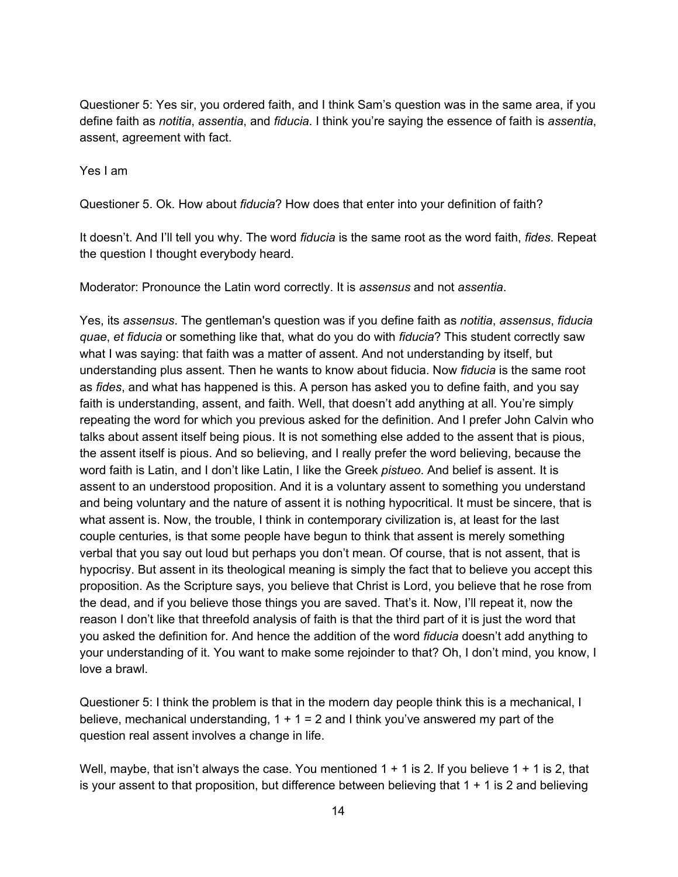Questioner 5: Yes sir, you ordered faith, and I think Sam's question was in the same area, if you define faith as *notitia*, *assentia*, and *fiducia*. I think you're saying the essence of faith is *assentia*, assent, agreement with fact.

Yes I am

Questioner 5. Ok. How about *fiducia*? How does that enter into your definition of faith?

It doesn't. And I'll tell you why. The word *fiducia* is the same root as the word faith, *fides*. Repeat the question I thought everybody heard.

Moderator: Pronounce the Latin word correctly. It is *assensus* and not *assentia*.

Yes, its *assensus*. The gentleman's question was if you define faith as *notitia*, *assensus*, *fiducia quae*, *et fiducia* or something like that, what do you do with *fiducia*? This student correctly saw what I was saying: that faith was a matter of assent. And not understanding by itself, but understanding plus assent. Then he wants to know about fiducia. Now *fiducia* is the same root as *fides*, and what has happened is this. A person has asked you to define faith, and you say faith is understanding, assent, and faith. Well, that doesn't add anything at all. You're simply repeating the word for which you previous asked for the definition. And I prefer John Calvin who talks about assent itself being pious. It is not something else added to the assent that is pious, the assent itself is pious. And so believing, and I really prefer the word believing, because the word faith is Latin, and I don't like Latin, I like the Greek *pistueo*. And belief is assent. It is assent to an understood proposition. And it is a voluntary assent to something you understand and being voluntary and the nature of assent it is nothing hypocritical. It must be sincere, that is what assent is. Now, the trouble, I think in contemporary civilization is, at least for the last couple centuries, is that some people have begun to think that assent is merely something verbal that you say out loud but perhaps you don't mean. Of course, that is not assent, that is hypocrisy. But assent in its theological meaning is simply the fact that to believe you accept this proposition. As the Scripture says, you believe that Christ is Lord, you believe that he rose from the dead, and if you believe those things you are saved. That's it. Now, I'll repeat it, now the reason I don't like that threefold analysis of faith is that the third part of it is just the word that you asked the definition for. And hence the addition of the word *fiducia* doesn't add anything to your understanding of it. You want to make some rejoinder to that? Oh, I don't mind, you know, I love a brawl.

Questioner 5: I think the problem is that in the modern day people think this is a mechanical, I believe, mechanical understanding, 1 + 1 = 2 and I think you've answered my part of the question real assent involves a change in life.

Well, maybe, that isn't always the case. You mentioned 1 + 1 is 2. If you believe 1 + 1 is 2, that is your assent to that proposition, but difference between believing that 1 + 1 is 2 and believing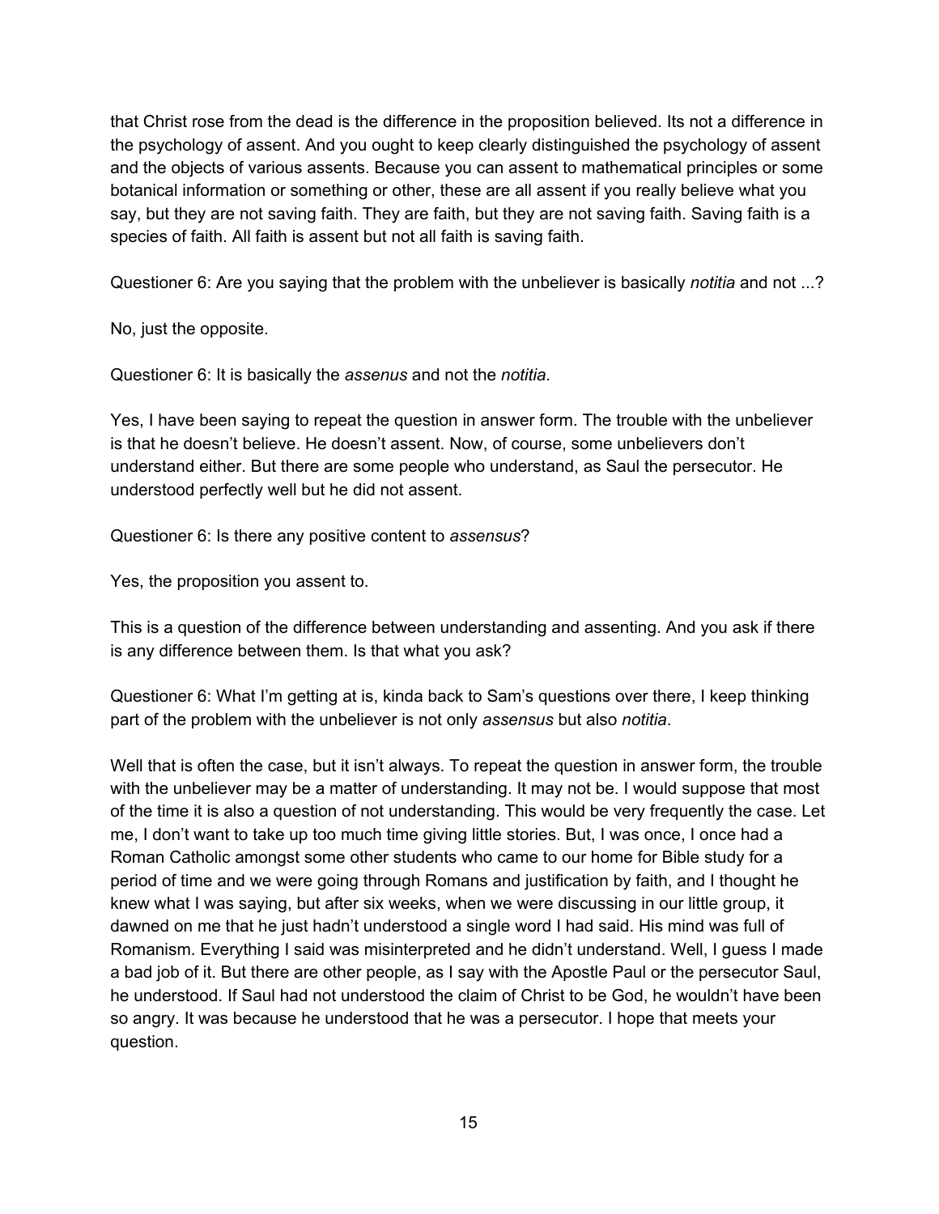that Christ rose from the dead is the difference in the proposition believed. Its not a difference in the psychology of assent. And you ought to keep clearly distinguished the psychology of assent and the objects of various assents. Because you can assent to mathematical principles or some botanical information or something or other, these are all assent if you really believe what you say, but they are not saving faith. They are faith, but they are not saving faith. Saving faith is a species of faith. All faith is assent but not all faith is saving faith.

Questioner 6: Are you saying that the problem with the unbeliever is basically *notitia* and not ...?

No, just the opposite.

Questioner 6: It is basically the *assenus* and not the *notitia*.

Yes, I have been saying to repeat the question in answer form. The trouble with the unbeliever is that he doesn't believe. He doesn't assent. Now, of course, some unbelievers don't understand either. But there are some people who understand, as Saul the persecutor. He understood perfectly well but he did not assent.

Questioner 6: Is there any positive content to *assensus*?

Yes, the proposition you assent to.

This is a question of the difference between understanding and assenting. And you ask if there is any difference between them. Is that what you ask?

Questioner 6: What I'm getting at is, kinda back to Sam's questions over there, I keep thinking part of the problem with the unbeliever is not only *assensus* but also *notitia*.

Well that is often the case, but it isn't always. To repeat the question in answer form, the trouble with the unbeliever may be a matter of understanding. It may not be. I would suppose that most of the time it is also a question of not understanding. This would be very frequently the case. Let me, I don't want to take up too much time giving little stories. But, I was once, I once had a Roman Catholic amongst some other students who came to our home for Bible study for a period of time and we were going through Romans and justification by faith, and I thought he knew what I was saying, but after six weeks, when we were discussing in our little group, it dawned on me that he just hadn't understood a single word I had said. His mind was full of Romanism. Everything I said was misinterpreted and he didn't understand. Well, I guess I made a bad job of it. But there are other people, as I say with the Apostle Paul or the persecutor Saul, he understood. If Saul had not understood the claim of Christ to be God, he wouldn't have been so angry. It was because he understood that he was a persecutor. I hope that meets your question.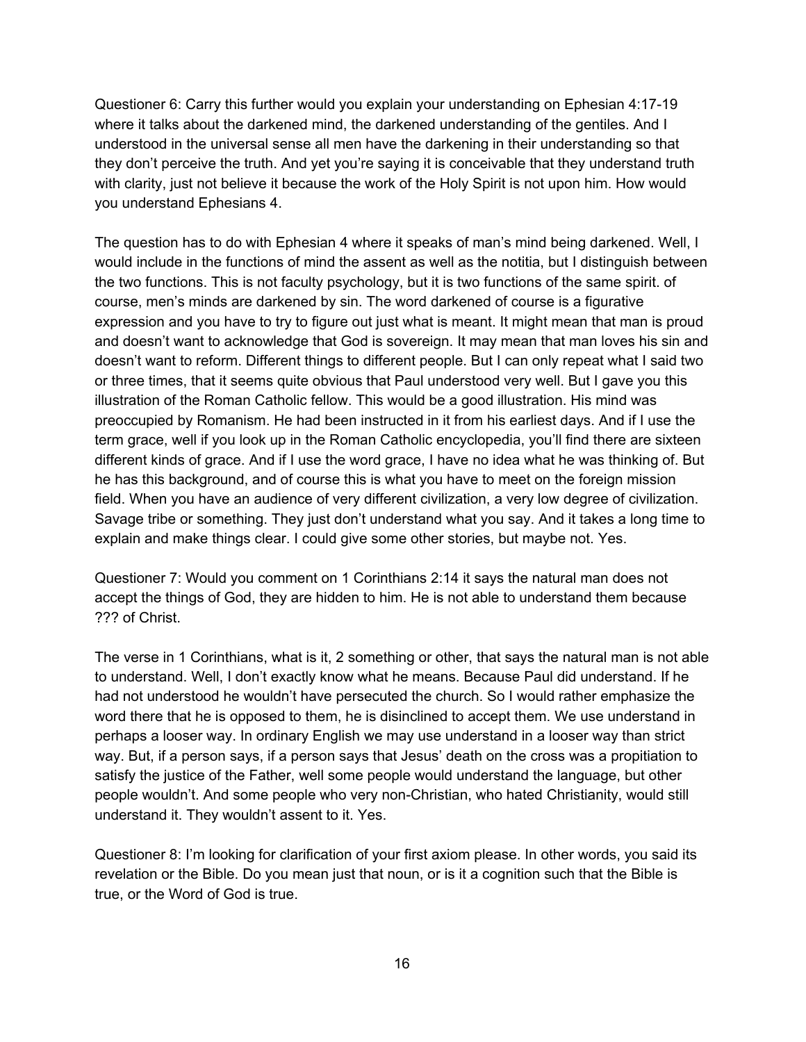Questioner 6: Carry this further would you explain your understanding on Ephesian 4:17-19 where it talks about the darkened mind, the darkened understanding of the gentiles. And I understood in the universal sense all men have the darkening in their understanding so that they don't perceive the truth. And yet you're saying it is conceivable that they understand truth with clarity, just not believe it because the work of the Holy Spirit is not upon him. How would you understand Ephesians 4.

The question has to do with Ephesian 4 where it speaks of man's mind being darkened. Well, I would include in the functions of mind the assent as well as the notitia, but I distinguish between the two functions. This is not faculty psychology, but it is two functions of the same spirit. of course, men's minds are darkened by sin. The word darkened of course is a figurative expression and you have to try to figure out just what is meant. It might mean that man is proud and doesn't want to acknowledge that God is sovereign. It may mean that man loves his sin and doesn't want to reform. Different things to different people. But I can only repeat what I said two or three times, that it seems quite obvious that Paul understood very well. But I gave you this illustration of the Roman Catholic fellow. This would be a good illustration. His mind was preoccupied by Romanism. He had been instructed in it from his earliest days. And if I use the term grace, well if you look up in the Roman Catholic encyclopedia, you'll find there are sixteen different kinds of grace. And if I use the word grace, I have no idea what he was thinking of. But he has this background, and of course this is what you have to meet on the foreign mission field. When you have an audience of very different civilization, a very low degree of civilization. Savage tribe or something. They just don't understand what you say. And it takes a long time to explain and make things clear. I could give some other stories, but maybe not. Yes.

Questioner 7: Would you comment on 1 Corinthians 2:14 it says the natural man does not accept the things of God, they are hidden to him. He is not able to understand them because ??? of Christ.

The verse in 1 Corinthians, what is it, 2 something or other, that says the natural man is not able to understand. Well, I don't exactly know what he means. Because Paul did understand. If he had not understood he wouldn't have persecuted the church. So I would rather emphasize the word there that he is opposed to them, he is disinclined to accept them. We use understand in perhaps a looser way. In ordinary English we may use understand in a looser way than strict way. But, if a person says, if a person says that Jesus' death on the cross was a propitiation to satisfy the justice of the Father, well some people would understand the language, but other people wouldn't. And some people who very non-Christian, who hated Christianity, would still understand it. They wouldn't assent to it. Yes.

Questioner 8: I'm looking for clarification of your first axiom please. In other words, you said its revelation or the Bible. Do you mean just that noun, or is it a cognition such that the Bible is true, or the Word of God is true.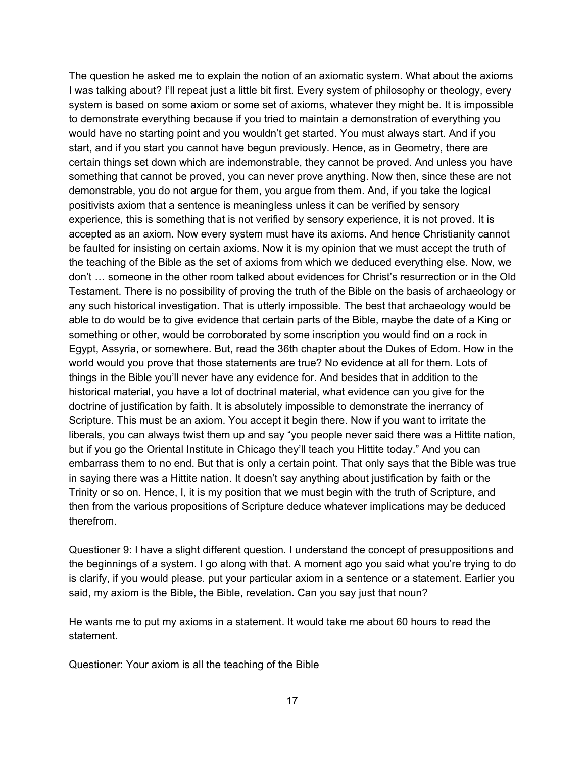The question he asked me to explain the notion of an axiomatic system. What about the axioms I was talking about? I'll repeat just a little bit first. Every system of philosophy or theology, every system is based on some axiom or some set of axioms, whatever they might be. It is impossible to demonstrate everything because if you tried to maintain a demonstration of everything you would have no starting point and you wouldn't get started. You must always start. And if you start, and if you start you cannot have begun previously. Hence, as in Geometry, there are certain things set down which are indemonstrable, they cannot be proved. And unless you have something that cannot be proved, you can never prove anything. Now then, since these are not demonstrable, you do not argue for them, you argue from them. And, if you take the logical positivists axiom that a sentence is meaningless unless it can be verified by sensory experience, this is something that is not verified by sensory experience, it is not proved. It is accepted as an axiom. Now every system must have its axioms. And hence Christianity cannot be faulted for insisting on certain axioms. Now it is my opinion that we must accept the truth of the teaching of the Bible as the set of axioms from which we deduced everything else. Now, we don't … someone in the other room talked about evidences for Christ's resurrection or in the Old Testament. There is no possibility of proving the truth of the Bible on the basis of archaeology or any such historical investigation. That is utterly impossible. The best that archaeology would be able to do would be to give evidence that certain parts of the Bible, maybe the date of a King or something or other, would be corroborated by some inscription you would find on a rock in Egypt, Assyria, or somewhere. But, read the 36th chapter about the Dukes of Edom. How in the world would you prove that those statements are true? No evidence at all for them. Lots of things in the Bible you'll never have any evidence for. And besides that in addition to the historical material, you have a lot of doctrinal material, what evidence can you give for the doctrine of justification by faith. It is absolutely impossible to demonstrate the inerrancy of Scripture. This must be an axiom. You accept it begin there. Now if you want to irritate the liberals, you can always twist them up and say "you people never said there was a Hittite nation, but if you go the Oriental Institute in Chicago they'll teach you Hittite today." And you can embarrass them to no end. But that is only a certain point. That only says that the Bible was true in saying there was a Hittite nation. It doesn't say anything about justification by faith or the Trinity or so on. Hence, I, it is my position that we must begin with the truth of Scripture, and then from the various propositions of Scripture deduce whatever implications may be deduced therefrom.

Questioner 9: I have a slight different question. I understand the concept of presuppositions and the beginnings of a system. I go along with that. A moment ago you said what you're trying to do is clarify, if you would please. put your particular axiom in a sentence or a statement. Earlier you said, my axiom is the Bible, the Bible, revelation. Can you say just that noun?

He wants me to put my axioms in a statement. It would take me about 60 hours to read the statement.

Questioner: Your axiom is all the teaching of the Bible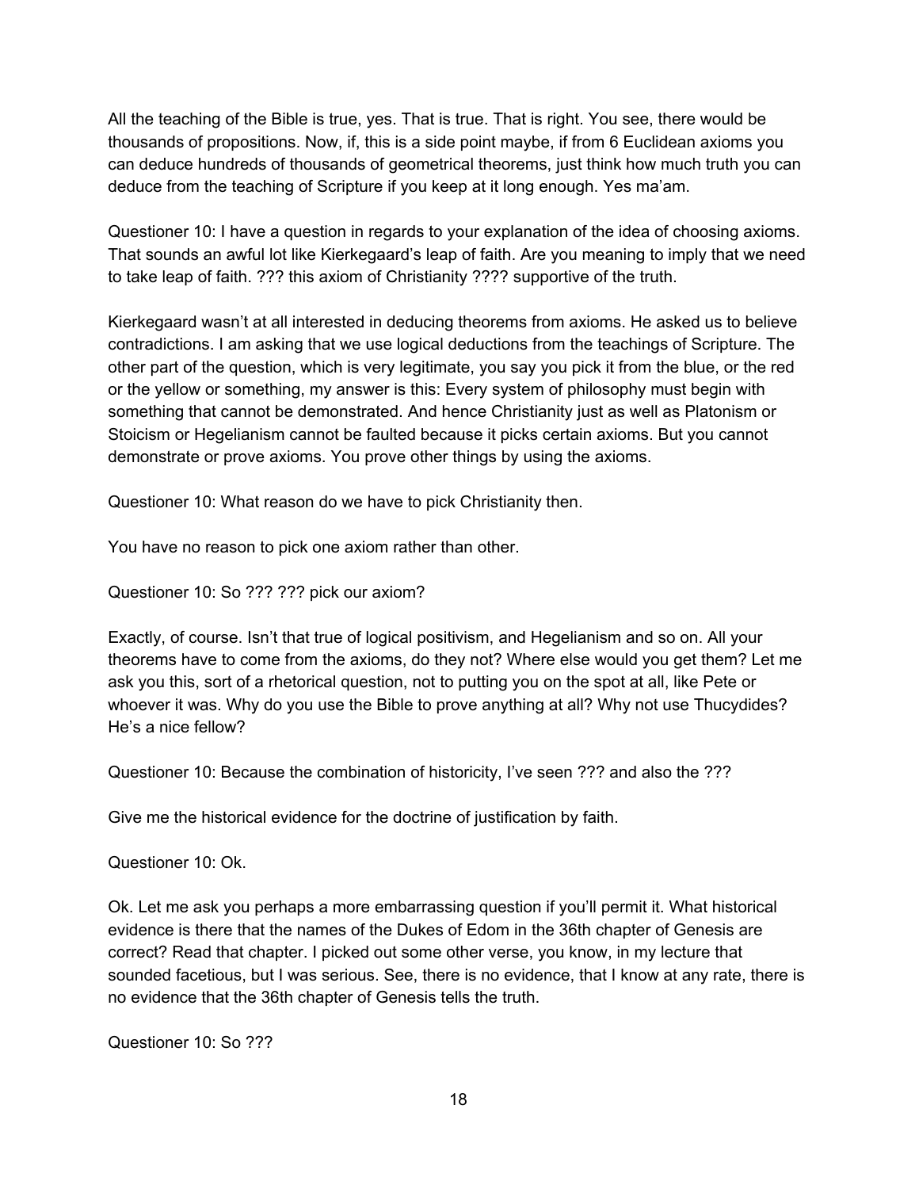All the teaching of the Bible is true, yes. That is true. That is right. You see, there would be thousands of propositions. Now, if, this is a side point maybe, if from 6 Euclidean axioms you can deduce hundreds of thousands of geometrical theorems, just think how much truth you can deduce from the teaching of Scripture if you keep at it long enough. Yes ma'am.

Questioner 10: I have a question in regards to your explanation of the idea of choosing axioms. That sounds an awful lot like Kierkegaard's leap of faith. Are you meaning to imply that we need to take leap of faith. ??? this axiom of Christianity ???? supportive of the truth.

Kierkegaard wasn't at all interested in deducing theorems from axioms. He asked us to believe contradictions. I am asking that we use logical deductions from the teachings of Scripture. The other part of the question, which is very legitimate, you say you pick it from the blue, or the red or the yellow or something, my answer is this: Every system of philosophy must begin with something that cannot be demonstrated. And hence Christianity just as well as Platonism or Stoicism or Hegelianism cannot be faulted because it picks certain axioms. But you cannot demonstrate or prove axioms. You prove other things by using the axioms.

Questioner 10: What reason do we have to pick Christianity then.

You have no reason to pick one axiom rather than other.

Questioner 10: So ??? ??? pick our axiom?

Exactly, of course. Isn't that true of logical positivism, and Hegelianism and so on. All your theorems have to come from the axioms, do they not? Where else would you get them? Let me ask you this, sort of a rhetorical question, not to putting you on the spot at all, like Pete or whoever it was. Why do you use the Bible to prove anything at all? Why not use Thucydides? He's a nice fellow?

Questioner 10: Because the combination of historicity, I've seen ??? and also the ???

Give me the historical evidence for the doctrine of justification by faith.

Questioner 10: Ok.

Ok. Let me ask you perhaps a more embarrassing question if you'll permit it. What historical evidence is there that the names of the Dukes of Edom in the 36th chapter of Genesis are correct? Read that chapter. I picked out some other verse, you know, in my lecture that sounded facetious, but I was serious. See, there is no evidence, that I know at any rate, there is no evidence that the 36th chapter of Genesis tells the truth.

Questioner 10: So ???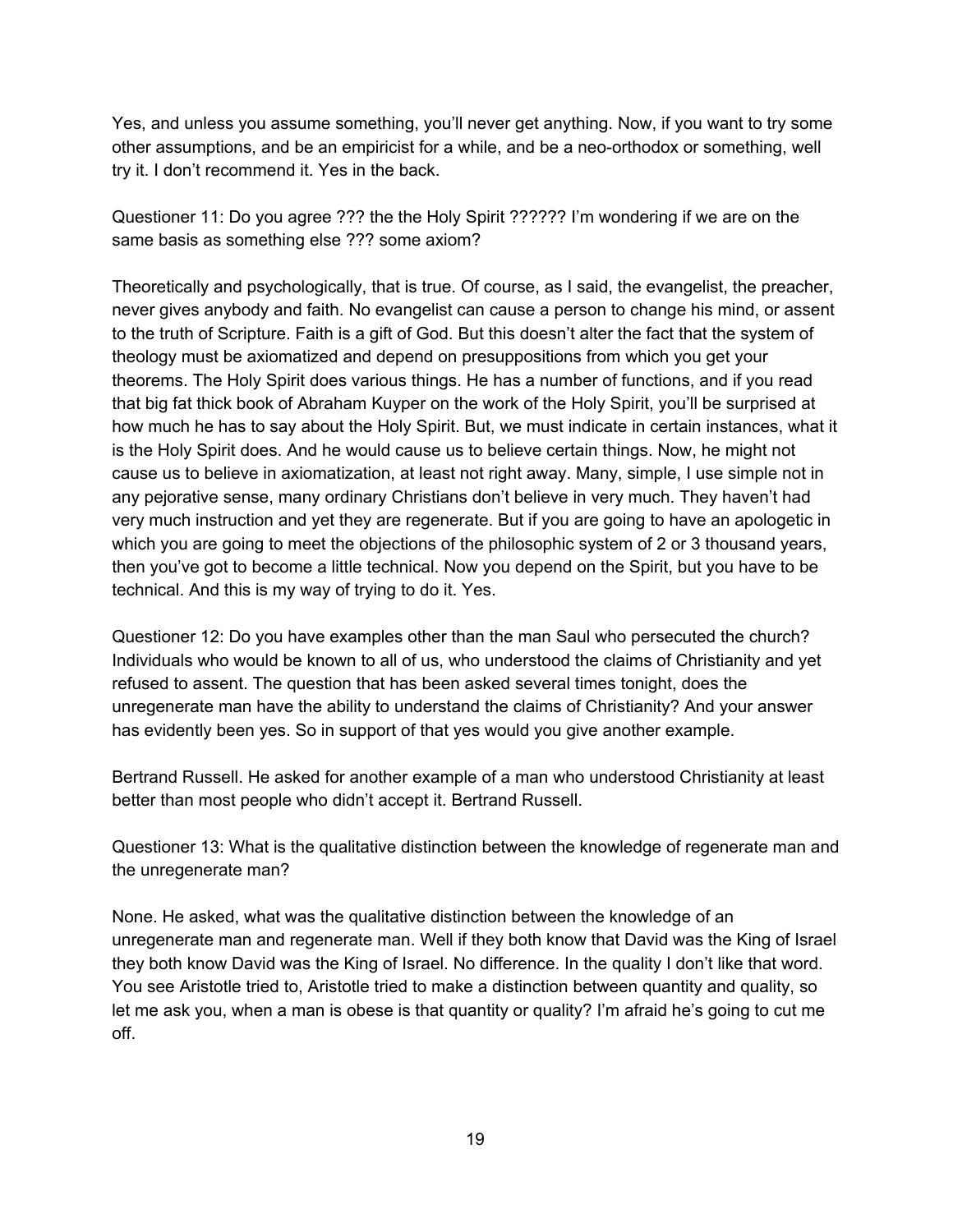Yes, and unless you assume something, you'll never get anything. Now, if you want to try some other assumptions, and be an empiricist for a while, and be a neo-orthodox or something, well try it. I don't recommend it. Yes in the back.

Questioner 11: Do you agree ??? the the Holy Spirit ?????? I'm wondering if we are on the same basis as something else ??? some axiom?

Theoretically and psychologically, that is true. Of course, as I said, the evangelist, the preacher, never gives anybody and faith. No evangelist can cause a person to change his mind, or assent to the truth of Scripture. Faith is a gift of God. But this doesn't alter the fact that the system of theology must be axiomatized and depend on presuppositions from which you get your theorems. The Holy Spirit does various things. He has a number of functions, and if you read that big fat thick book of Abraham Kuyper on the work of the Holy Spirit, you'll be surprised at how much he has to say about the Holy Spirit. But, we must indicate in certain instances, what it is the Holy Spirit does. And he would cause us to believe certain things. Now, he might not cause us to believe in axiomatization, at least not right away. Many, simple, I use simple not in any pejorative sense, many ordinary Christians don't believe in very much. They haven't had very much instruction and yet they are regenerate. But if you are going to have an apologetic in which you are going to meet the objections of the philosophic system of 2 or 3 thousand years, then you've got to become a little technical. Now you depend on the Spirit, but you have to be technical. And this is my way of trying to do it. Yes.

Questioner 12: Do you have examples other than the man Saul who persecuted the church? Individuals who would be known to all of us, who understood the claims of Christianity and yet refused to assent. The question that has been asked several times tonight, does the unregenerate man have the ability to understand the claims of Christianity? And your answer has evidently been yes. So in support of that yes would you give another example.

Bertrand Russell. He asked for another example of a man who understood Christianity at least better than most people who didn't accept it. Bertrand Russell.

Questioner 13: What is the qualitative distinction between the knowledge of regenerate man and the unregenerate man?

None. He asked, what was the qualitative distinction between the knowledge of an unregenerate man and regenerate man. Well if they both know that David was the King of Israel they both know David was the King of Israel. No difference. In the quality I don't like that word. You see Aristotle tried to, Aristotle tried to make a distinction between quantity and quality, so let me ask you, when a man is obese is that quantity or quality? I'm afraid he's going to cut me off.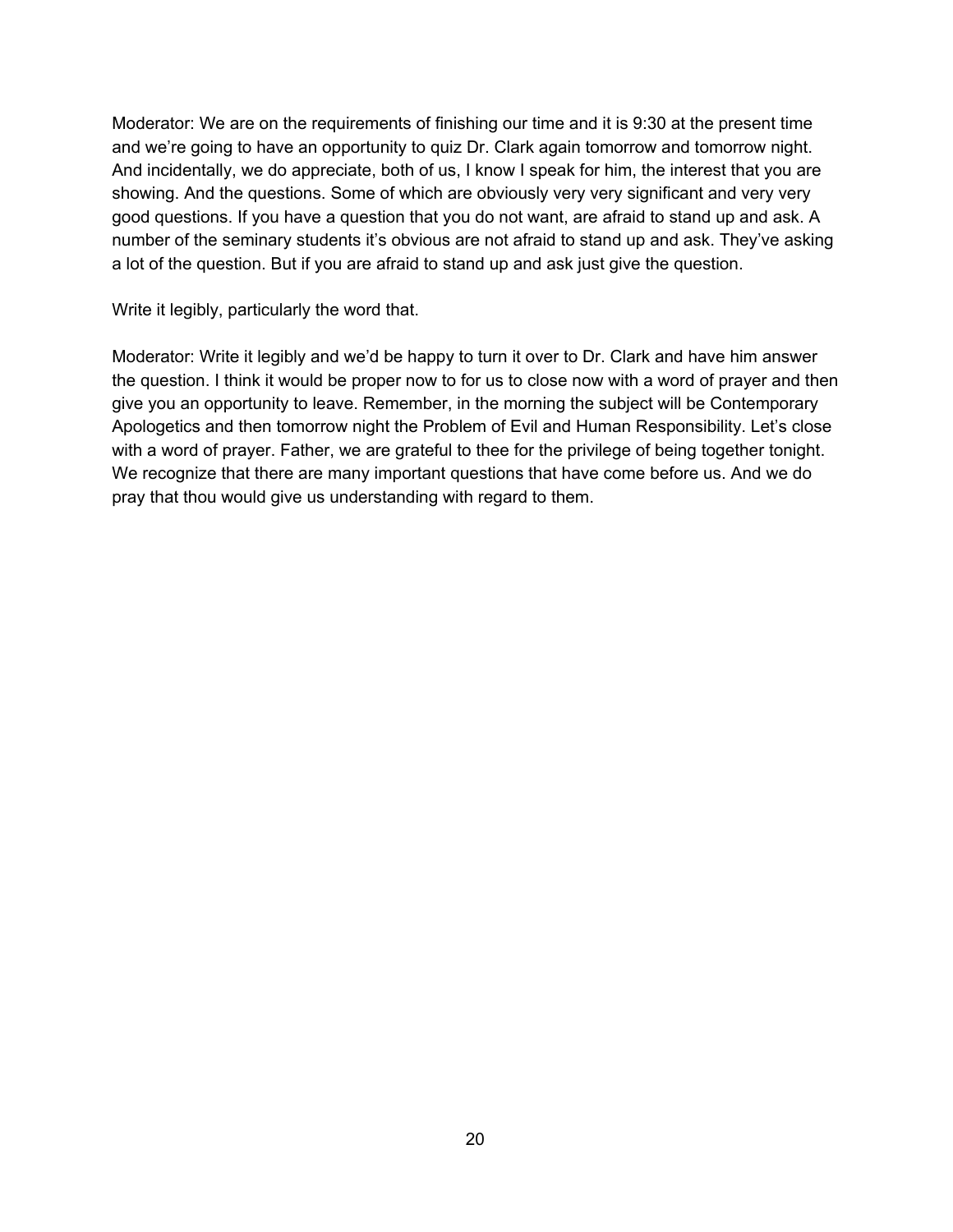Moderator: We are on the requirements of finishing our time and it is 9:30 at the present time and we're going to have an opportunity to quiz Dr. Clark again tomorrow and tomorrow night. And incidentally, we do appreciate, both of us, I know I speak for him, the interest that you are showing. And the questions. Some of which are obviously very very significant and very very good questions. If you have a question that you do not want, are afraid to stand up and ask. A number of the seminary students it's obvious are not afraid to stand up and ask. They've asking a lot of the question. But if you are afraid to stand up and ask just give the question.

Write it legibly, particularly the word that.

Moderator: Write it legibly and we'd be happy to turn it over to Dr. Clark and have him answer the question. I think it would be proper now to for us to close now with a word of prayer and then give you an opportunity to leave. Remember, in the morning the subject will be Contemporary Apologetics and then tomorrow night the Problem of Evil and Human Responsibility. Let's close with a word of prayer. Father, we are grateful to thee for the privilege of being together tonight. We recognize that there are many important questions that have come before us. And we do pray that thou would give us understanding with regard to them.